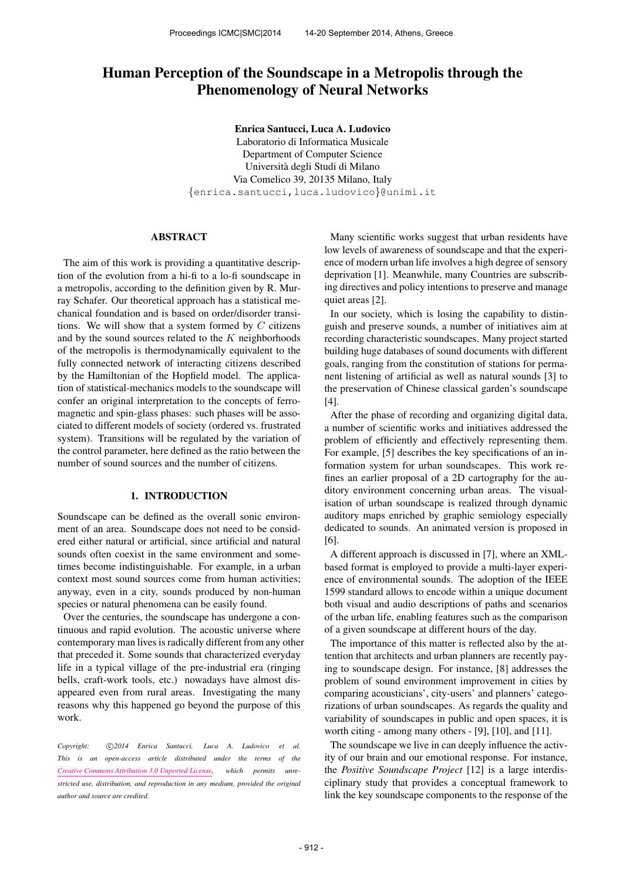# Human Perception of the Soundscape in a Metropolis through the Phenomenology of Neural Networks

**Enrica Santucci, Luca A. Ludovico**
Laboratorio di Informatica Musicale
Department of Computer Science
Università degli Studi di Milano
Via Comelico 39, 20135 Milano, Italy
{enrica.santucci,luca.ludovico}@unimi.it

## ABSTRACT

The aim of this work is providing a quantitative description of the evolution from a hi-fi to a lo-fi soundscape in a metropolis, according to the definition given by R. Murray Schafer. Our theoretical approach has a statistical mechanical foundation and is based on order/disorder transitions. We will show that a system formed by $C$ citizens and by the sound sources related to the $K$ neighborhoods of the metropolis is thermodynamically equivalent to the fully connected network of interacting citizens described by the Hamiltonian of the Hopfield model. The application of statistical-mechanics models to the soundscape will confer an original interpretation to the concepts of ferromagnetic and spin-glass phases: such phases will be associated to different models of society (ordered vs. frustrated system). Transitions will be regulated by the variation of the control parameter, here defined as the ratio between the number of sound sources and the number of citizens.

## 1. INTRODUCTION

Soundscape can be defined as the overall sonic environment of an area. Soundscape does not need to be considered either natural or artificial, since artificial and natural sounds often coexist in the same environment and sometimes become indistinguishable. For example, in a urban context most sound sources come from human activities; anyway, even in a city, sounds produced by non-human species or natural phenomena can be easily found.

Over the centuries, the soundscape has undergone a continuous and rapid evolution. The acoustic universe where contemporary man lives is radically different from any other that preceded it. Some sounds that characterized everyday life in a typical village of the pre-industrial era (ringing bells, craft-work tools, etc.) nowadays have almost disappeared even from rural areas. Investigating the many reasons why this happened go beyond the purpose of this work.

*Copyright: ©2014 Enrica Santucci, Luca A. Ludovico et al. This is an open-access article distributed under the terms of the Creative Commons Attribution 3.0 Unported License, which permits unrestricted use, distribution, and reproduction in any medium, provided the original author and source are credited.*

Many scientific works suggest that urban residents have low levels of awareness of soundscape and that the experience of modern urban life involves a high degree of sensory deprivation [1]. Meanwhile, many Countries are subscribing directives and policy intentions to preserve and manage quiet areas [2].

In our society, which is losing the capability to distinguish and preserve sounds, a number of initiatives aim at recording characteristic soundscapes. Many project started building huge databases of sound documents with different goals, ranging from the constitution of stations for permanent listening of artificial as well as natural sounds [3] to the preservation of Chinese classical garden's soundscape [4].

After the phase of recording and organizing digital data, a number of scientific works and initiatives addressed the problem of efficiently and effectively representing them. For example, [5] describes the key specifications of an information system for urban soundscapes. This work refines an earlier proposal of a 2D cartography for the auditory environment concerning urban areas. The visualisation of urban soundscape is realized through dynamic auditory maps enriched by graphic semiology especially dedicated to sounds. An animated version is proposed in [6].

A different approach is discussed in [7], where an XML-based format is employed to provide a multi-layer experience of environmental sounds. The adoption of the IEEE 1599 standard allows to encode within a unique document both visual and audio descriptions of paths and scenarios of the urban life, enabling features such as the comparison of a given soundscape at different hours of the day.

The importance of this matter is reflected also by the attention that architects and urban planners are recently paying to soundscape design. For instance, [8] addresses the problem of sound environment improvement in cities by comparing acousticians', city-users' and planners' categorizations of urban soundscapes. As regards the quality and variability of soundscapes in public and open spaces, it is worth citing - among many others - [9], [10], and [11].

The soundscape we live in can deeply influence the activity of our brain and our emotional response. For instance, the *Positive Soundscape Project* [12] is a large interdisciplinary study that provides a conceptual framework to link the key soundscape components to the response of the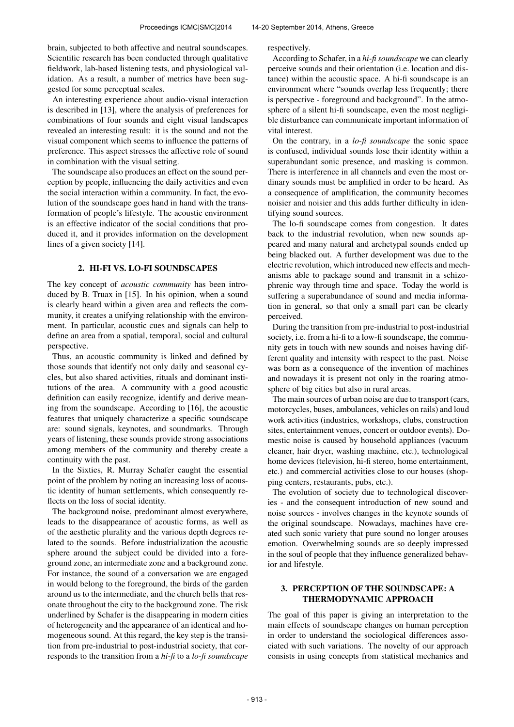brain, subjected to both affective and neutral soundscapes. Scientific research has been conducted through qualitative fieldwork, lab-based listening tests, and physiological validation. As a result, a number of metrics have been suggested for some perceptual scales.

An interesting experience about audio-visual interaction is described in [13], where the analysis of preferences for combinations of four sounds and eight visual landscapes revealed an interesting result: it is the sound and not the visual component which seems to influence the patterns of preference. This aspect stresses the affective role of sound in combination with the visual setting.

The soundscape also produces an effect on the sound perception by people, influencing the daily activities and even the social interaction within a community. In fact, the evolution of the soundscape goes hand in hand with the transformation of people's lifestyle. The acoustic environment is an effective indicator of the social conditions that produced it, and it provides information on the development lines of a given society [14].

## 2. HI-FI VS. LO-FI SOUNDSCAPES

The key concept of *acoustic community* has been introduced by B. Truax in [15]. In his opinion, when a sound is clearly heard within a given area and reflects the community, it creates a unifying relationship with the environment. In particular, acoustic cues and signals can help to define an area from a spatial, temporal, social and cultural perspective.

Thus, an acoustic community is linked and defined by those sounds that identify not only daily and seasonal cycles, but also shared activities, rituals and dominant institutions of the area. A community with a good acoustic definition can easily recognize, identify and derive meaning from the soundscape. According to [16], the acoustic features that uniquely characterize a specific soundscape are: sound signals, keynotes, and soundmarks. Through years of listening, these sounds provide strong associations among members of the community and thereby create a continuity with the past.

In the Sixties, R. Murray Schafer caught the essential point of the problem by noting an increasing loss of acoustic identity of human settlements, which consequently reflects on the loss of social identity.

The background noise, predominant almost everywhere, leads to the disappearance of acoustic forms, as well as of the aesthetic plurality and the various depth degrees related to the sounds. Before industrialization the acoustic sphere around the subject could be divided into a foreground zone, an intermediate zone and a background zone. For instance, the sound of a conversation we are engaged in would belong to the foreground, the birds of the garden around us to the intermediate, and the church bells that resonate throughout the city to the background zone. The risk underlined by Schafer is the disappearing in modern cities of heterogeneity and the appearance of an identical and homogeneous sound. At this regard, the key step is the transition from pre-industrial to post-industrial society, that corresponds to the transition from a *hi-fi* to a *lo-fi soundscape* respectively.

According to Schafer, in a *hi-fi soundscape* we can clearly perceive sounds and their orientation (i.e. location and distance) within the acoustic space. A hi-fi soundscape is an environment where "sounds overlap less frequently; there is perspective - foreground and background". In the atmosphere of a silent hi-fi soundscape, even the most negligible disturbance can communicate important information of vital interest.

On the contrary, in a *lo-fi soundscape* the sonic space is confused, individual sounds lose their identity within a superabundant sonic presence, and masking is common. There is interference in all channels and even the most ordinary sounds must be amplified in order to be heard. As a consequence of amplification, the community becomes noisier and noisier and this adds further difficulty in identifying sound sources.

The lo-fi soundscape comes from congestion. It dates back to the industrial revolution, when new sounds appeared and many natural and archetypal sounds ended up being blacked out. A further development was due to the electric revolution, which introduced new effects and mechanisms able to package sound and transmit in a schizophrenic way through time and space. Today the world is suffering a superabundance of sound and media information in general, so that only a small part can be clearly perceived.

During the transition from pre-industrial to post-industrial society, i.e. from a hi-fi to a low-fi soundscape, the community gets in touch with new sounds and noises having different quality and intensity with respect to the past. Noise was born as a consequence of the invention of machines and nowadays it is present not only in the roaring atmosphere of big cities but also in rural areas.

The main sources of urban noise are due to transport (cars, motorcycles, buses, ambulances, vehicles on rails) and loud work activities (industries, workshops, clubs, construction sites, entertainment venues, concert or outdoor events). Domestic noise is caused by household appliances (vacuum cleaner, hair dryer, washing machine, etc.), technological home devices (television, hi-fi stereo, home entertainment, etc.) and commercial activities close to our houses (shopping centers, restaurants, pubs, etc.).

The evolution of society due to technological discoveries - and the consequent introduction of new sound and noise sources - involves changes in the keynote sounds of the original soundscape. Nowadays, machines have created such sonic variety that pure sound no longer arouses emotion. Overwhelming sounds are so deeply impressed in the soul of people that they influence generalized behavior and lifestyle.

## 3. PERCEPTION OF THE SOUNDSCAPE: A THERMODYNAMIC APPROACH

The goal of this paper is giving an interpretation to the main effects of soundscape changes on human perception in order to understand the sociological differences associated with such variations. The novelty of our approach consists in using concepts from statistical mechanics and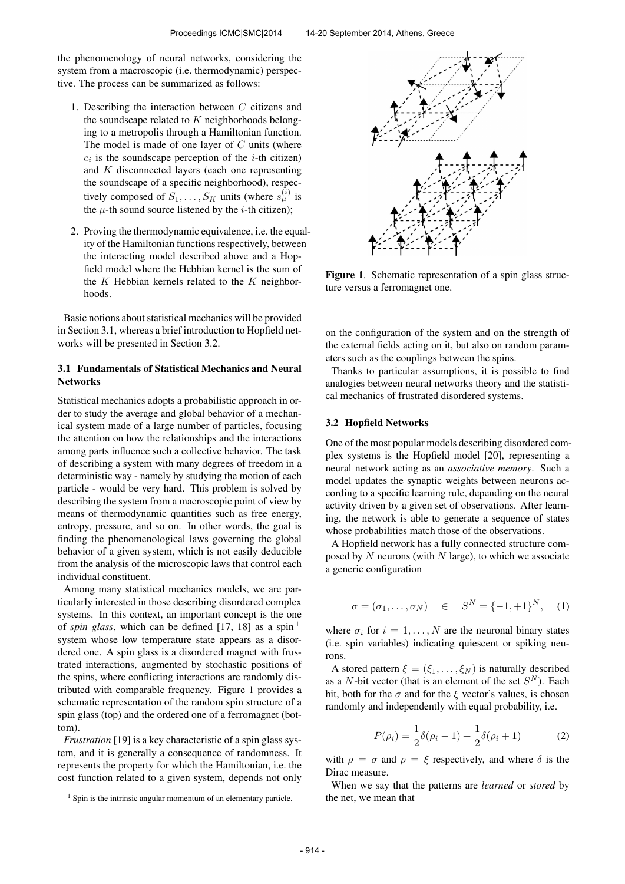the phenomenology of neural networks, considering the system from a macroscopic (i.e. thermodynamic) perspective. The process can be summarized as follows:

1. Describing the interaction between $C$ citizens and the soundscape related to $K$ neighborhoods belonging to a metropolis through a Hamiltonian function. The model is made of one layer of $C$ units (where $c_i$ is the soundscape perception of the $i$-th citizen) and $K$ disconnected layers (each one representing the soundscape of a specific neighborhood), respectively composed of $S_1, \ldots, S_K$ units (where $s_\mu^{(i)}$ is the $\mu$-th sound source listened by the $i$-th citizen);

2. Proving the thermodynamic equivalence, i.e. the equality of the Hamiltonian functions respectively, between the interacting model described above and a Hopfield model where the Hebbian kernel is the sum of the $K$ Hebbian kernels related to the $K$ neighborhoods.

Basic notions about statistical mechanics will be provided in Section 3.1, whereas a brief introduction to Hopfield networks will be presented in Section 3.2.

### 3.1 Fundamentals of Statistical Mechanics and Neural Networks

Statistical mechanics adopts a probabilistic approach in order to study the average and global behavior of a mechanical system made of a large number of particles, focusing the attention on how the relationships and the interactions among parts influence such a collective behavior. The task of describing a system with many degrees of freedom in a deterministic way - namely by studying the motion of each particle - would be very hard. This problem is solved by describing the system from a macroscopic point of view by means of thermodynamic quantities such as free energy, entropy, pressure, and so on. In other words, the goal is finding the phenomenological laws governing the global behavior of a given system, which is not easily deducible from the analysis of the microscopic laws that control each individual constituent.

Among many statistical mechanics models, we are particularly interested in those describing disordered complex systems. In this context, an important concept is the one of *spin glass*, which can be defined [17, 18] as a spin [1] system whose low temperature state appears as a disordered one. A spin glass is a disordered magnet with frustrated interactions, augmented by stochastic positions of the spins, where conflicting interactions are randomly distributed with comparable frequency. Figure 1 provides a schematic representation of the random spin structure of a spin glass (top) and the ordered one of a ferromagnet (bottom).

*Frustration* [19] is a key characteristic of a spin glass system, and it is generally a consequence of randomness. It represents the property for which the Hamiltonian, i.e. the cost function related to a given system, depends not only on the configuration of the system and on the strength of the external fields acting on it, but also on random parameters such as the couplings between the spins.

[1] Spin is the intrinsic angular momentum of an elementary particle.

**Figure 1**. Schematic representation of a spin glass structure versus a ferromagnet one.

Thanks to particular assumptions, it is possible to find analogies between neural networks theory and the statistical mechanics of frustrated disordered systems.

### 3.2 Hopfield Networks

One of the most popular models describing disordered complex systems is the Hopfield model [20], representing a neural network acting as an *associative memory*. Such a model updates the synaptic weights between neurons according to a specific learning rule, depending on the neural activity driven by a given set of observations. After learning, the network is able to generate a sequence of states whose probabilities match those of the observations.

A Hopfield network has a fully connected structure composed by $N$ neurons (with $N$ large), to which we associate a generic configuration

$$\sigma = (\sigma_1, \ldots, \sigma_N) \quad \in \quad S^N = \{-1, +1\}^N, \tag{1}$$

where $\sigma_i$ for $i = 1, \ldots, N$ are the neuronal binary states (i.e. spin variables) indicating quiescent or spiking neurons.

A stored pattern $\xi = (\xi_1, \ldots, \xi_N)$ is naturally described as a $N$-bit vector (that is an element of the set $S^N$). Each bit, both for the $\sigma$ and for the $\xi$ vector's values, is chosen randomly and independently with equal probability, i.e.

$$P(\rho_i) = \frac{1}{2}\delta(\rho_i - 1) + \frac{1}{2}\delta(\rho_i + 1) \tag{2}$$

with $\rho = \sigma$ and $\rho = \xi$ respectively, and where $\delta$ is the Dirac measure.

When we say that the patterns are *learned* or *stored* by the net, we mean that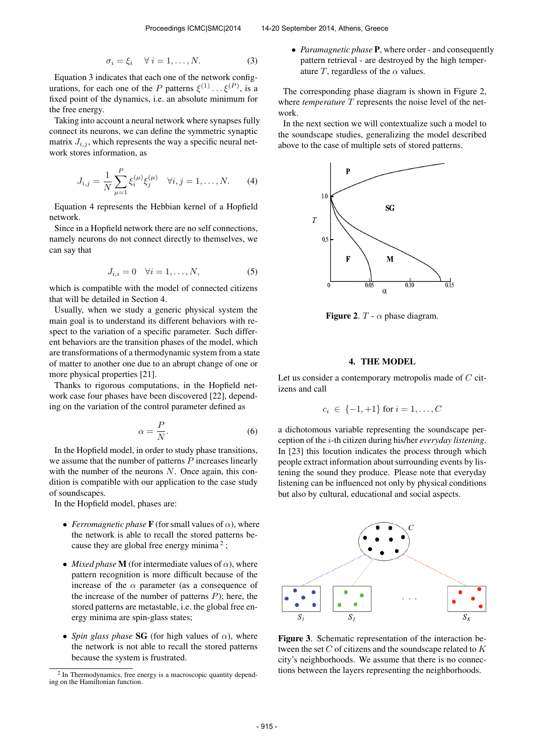$$\sigma_i = \xi_i \quad \forall\, i = 1, \ldots, N. \tag{3}$$

Equation 3 indicates that each one of the network configurations, for each one of the $P$ patterns $\xi^{(1)} \ldots \xi^{(P)}$, is a fixed point of the dynamics, i.e. an absolute minimum for the free energy.

Taking into account a neural network where synapses fully connect its neurons, we can define the symmetric synaptic matrix $J_{i,j}$, which represents the way a specific neural network stores information, as

$$J_{i,j} = \frac{1}{N} \sum_{\mu=1}^{P} \xi_i^{(\mu)} \xi_j^{(\mu)} \quad \forall i, j = 1, \ldots, N. \tag{4}$$

Equation 4 represents the Hebbian kernel of a Hopfield network.

Since in a Hopfield network there are no self connections, namely neurons do not connect directly to themselves, we can say that

$$J_{i,i} = 0 \quad \forall i = 1, \ldots, N, \tag{5}$$

which is compatible with the model of connected citizens that will be detailed in Section 4.

Usually, when we study a generic physical system the main goal is to understand its different behaviors with respect to the variation of a specific parameter. Such different behaviors are the transition phases of the model, which are transformations of a thermodynamic system from a state of matter to another one due to an abrupt change of one or more physical properties [21].

Thanks to rigorous computations, in the Hopfield network case four phases have been discovered [22], depending on the variation of the control parameter defined as

$$\alpha = \frac{P}{N}. \tag{6}$$

In the Hopfield model, in order to study phase transitions, we assume that the number of patterns $P$ increases linearly with the number of the neurons $N$. Once again, this condition is compatible with our application to the case study of soundscapes.

In the Hopfield model, phases are:

- *Ferromagnetic phase* **F** (for small values of $\alpha$), where the network is able to recall the stored patterns because they are global free energy minima [2];
- *Mixed phase* **M** (for intermediate values of $\alpha$), where pattern recognition is more difficult because of the increase of the $\alpha$ parameter (as a consequence of the increase of the number of patterns $P$); here, the stored patterns are metastable, i.e. the global free energy minima are spin-glass states;
- *Spin glass phase* **SG** (for high values of $\alpha$), where the network is not able to recall the stored patterns because the system is frustrated.
- *Paramagnetic phase* **P**, where order - and consequently pattern retrieval - are destroyed by the high temperature $T$, regardless of the $\alpha$ values.

The corresponding phase diagram is shown in Figure 2, where *temperature* $T$ represents the noise level of the network.

In the next section we will contextualize such a model to the soundscape studies, generalizing the model described above to the case of multiple sets of stored patterns.

**Figure 2**. $T$ - $\alpha$ phase diagram.

## 4. THE MODEL

Let us consider a contemporary metropolis made of $C$ citizens and call

$$c_i \in \{-1, +1\} \text{ for } i = 1, \ldots, C$$

a dichotomous variable representing the soundscape perception of the $i$-th citizen during his/her *everyday listening*. In [23] this locution indicates the process through which people extract information about surrounding events by listening the sound they produce. Please note that everyday listening can be influenced not only by physical conditions but also by cultural, educational and social aspects.

**Figure 3**. Schematic representation of the interaction between the set $C$ of citizens and the soundscape related to $K$ city's neighborhoods. We assume that there is no connections between the layers representing the neighborhoods.

[2] In Thermodynamics, free energy is a macroscopic quantity depending on the Hamiltonian function.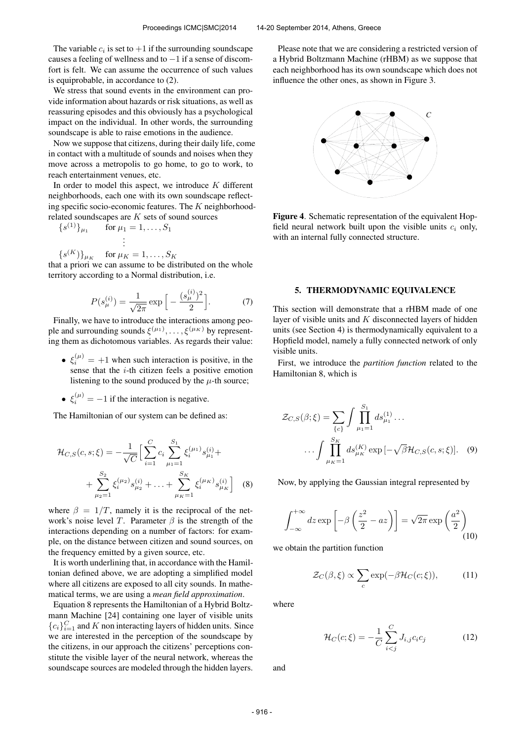The variable $c_i$ is set to $+1$ if the surrounding soundscape causes a feeling of wellness and to $-1$ if a sense of discomfort is felt. We can assume the occurrence of such values is equiprobable, in accordance to (2).

We stress that sound events in the environment can provide information about hazards or risk situations, as well as reassuring episodes and this obviously has a psychological impact on the individual. In other words, the surrounding soundscape is able to raise emotions in the audience.

Now we suppose that citizens, during their daily life, come in contact with a multitude of sounds and noises when they move across a metropolis to go home, to go to work, to reach entertainment venues, etc.

In order to model this aspect, we introduce $K$ different neighborhoods, each one with its own soundscape reflecting specific socio-economic features. The $K$ neighborhood-related soundscapes are $K$ sets of sound sources

$$
\begin{aligned}
&\{s^{(1)}\}_{\mu_1} \quad \text{for } \mu_1 = 1, \ldots, S_1 \\
&\qquad\vdots \\
&\{s^{(K)}\}_{\mu_K} \quad \text{for } \mu_K = 1, \ldots, S_K
\end{aligned}
$$

that a priori we can assume to be distributed on the whole territory according to a Normal distribution, i.e.

$$P(s_\mu^{(i)}) = \frac{1}{\sqrt{2\pi}} \exp\Big[-\frac{(s_\mu^{(i)})^2}{2}\Big]. \tag{7}$$

Finally, we have to introduce the interactions among people and surrounding sounds $\xi^{(\mu_1)}, \ldots, \xi^{(\mu_K)}$ by representing them as dichotomous variables. As regards their value:

- $\xi_i^{(\mu)} = +1$ when such interaction is positive, in the sense that the $i$-th citizen feels a positive emotion listening to the sound produced by the $\mu$-th source;
- $\xi_i^{(\mu)} = -1$ if the interaction is negative.

The Hamiltonian of our system can be defined as:

$$
\begin{aligned}
\mathcal{H}_{C,S}(c, s; \xi) = -\frac{1}{\sqrt{C}}\Big[\sum_{i=1}^{C} c_i \sum_{\mu_1=1}^{S_1} \xi_i^{(\mu_1)} s_{\mu_1}^{(i)} + \\
+ \sum_{\mu_2=1}^{S_2} \xi_i^{(\mu_2)} s_{\mu_2}^{(i)} + \ldots + \sum_{\mu_K=1}^{S_K} \xi_i^{(\mu_K)} s_{\mu_K}^{(i)}\Big]
\end{aligned} \tag{8}
$$

where $\beta = 1/T$, namely it is the reciprocal of the network's noise level $T$. Parameter $\beta$ is the strength of the interactions depending on a number of factors: for example, on the distance between citizen and sound sources, on the frequency emitted by a given source, etc.

It is worth underlining that, in accordance with the Hamiltonian defined above, we are adopting a simplified model where all citizens are exposed to all city sounds. In mathematical terms, we are using a *mean field approximation*.

Equation 8 represents the Hamiltonian of a Hybrid Boltzmann Machine [24] containing one layer of visible units $\{c_i\}_{i=1}^{C}$ and $K$ non interacting layers of hidden units. Since we are interested in the perception of the soundscape by the citizens, in our approach the citizens' perceptions constitute the visible layer of the neural network, whereas the soundscape sources are modeled through the hidden layers.

Please note that we are considering a restricted version of a Hybrid Boltzmann Machine (rHBM) as we suppose that each neighborhood has its own soundscape which does not influence the other ones, as shown in Figure 3.

**Figure 4**. Schematic representation of the equivalent Hopfield neural network built upon the visible units $c_i$ only, with an internal fully connected structure.

## 5. THERMODYNAMIC EQUIVALENCE

This section will demonstrate that a rHBM made of one layer of visible units and $K$ disconnected layers of hidden units (see Section 4) is thermodynamically equivalent to a Hopfield model, namely a fully connected network of only visible units.

First, we introduce the *partition function* related to the Hamiltonian 8, which is

$$
\begin{aligned}
\mathcal{Z}_{C,S}(\beta; \xi) = \sum_{\{c\}} \int \prod_{\mu_1=1}^{S_1} ds_{\mu_1}^{(1)} \ldots \\
\ldots \int \prod_{\mu_K=1}^{S_K} ds_{\mu_K}^{(K)} \exp[-\sqrt{\beta}\mathcal{H}_{C,S}(c, s; \xi)].
\end{aligned} \tag{9}
$$

Now, by applying the Gaussian integral represented by

$$\int_{-\infty}^{+\infty} dz \exp\left[-\beta\left(\frac{z^2}{2} - az\right)\right] = \sqrt{2\pi} \exp\left(\frac{a^2}{2}\right) \tag{10}$$

we obtain the partition function

$$\mathcal{Z}_C(\beta, \xi) \propto \sum_c \exp(-\beta\mathcal{H}_C(c; \xi)), \tag{11}$$

where

$$\mathcal{H}_C(c; \xi) = -\frac{1}{C}\sum_{i<j}^{C} J_{i,j} c_i c_j \tag{12}$$

and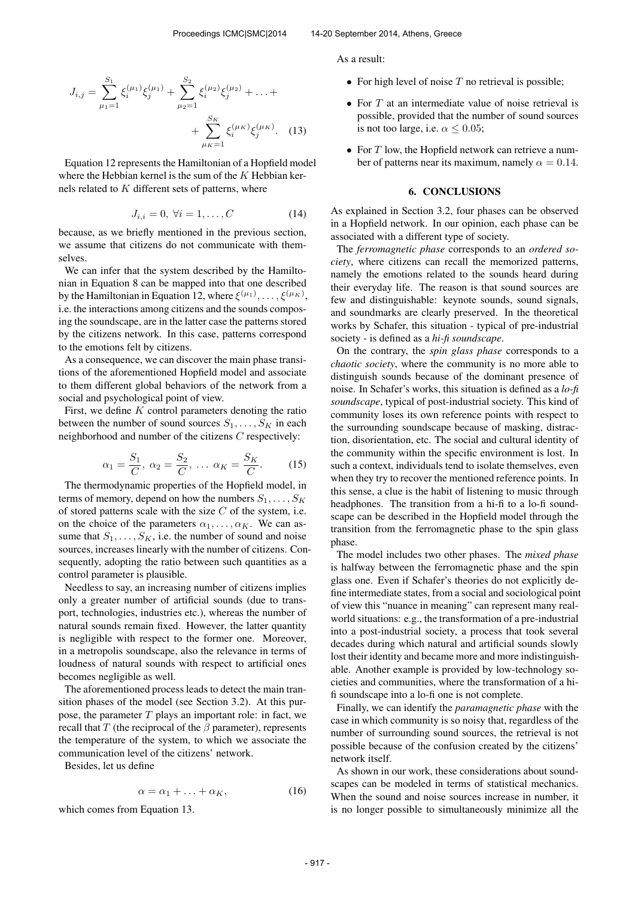$$J_{i,j} = \sum_{\mu_1=1}^{S_1} \xi_i^{(\mu_1)} \xi_j^{(\mu_1)} + \sum_{\mu_2=1}^{S_2} \xi_i^{(\mu_2)} \xi_j^{(\mu_2)} + \ldots + \sum_{\mu_K=1}^{S_K} \xi_i^{(\mu_K)} \xi_j^{(\mu_K)}. \quad (13)$$

Equation 12 represents the Hamiltonian of a Hopfield model where the Hebbian kernel is the sum of the $K$ Hebbian kernels related to $K$ different sets of patterns, where

$$J_{i,i} = 0, \ \forall i = 1, \ldots, C \quad (14)$$

because, as we briefly mentioned in the previous section, we assume that citizens do not communicate with themselves.

We can infer that the system described by the Hamiltonian in Equation 8 can be mapped into that one described by the Hamiltonian in Equation 12, where $\xi^{(\mu_1)}, \ldots, \xi^{(\mu_K)}$, i.e. the interactions among citizens and the sounds composing the soundscape, are in the latter case the patterns stored by the citizens network. In this case, patterns correspond to the emotions felt by citizens.

As a consequence, we can discover the main phase transitions of the aforementioned Hopfield model and associate to them different global behaviors of the network from a social and psychological point of view.

First, we define $K$ control parameters denoting the ratio between the number of sound sources $S_1, \ldots, S_K$ in each neighborhood and number of the citizens $C$ respectively:

$$\alpha_1 = \frac{S_1}{C}, \ \alpha_2 = \frac{S_2}{C}, \ \ldots \ \alpha_K = \frac{S_K}{C}. \quad (15)$$

The thermodynamic properties of the Hopfield model, in terms of memory, depend on how the numbers $S_1, \ldots, S_K$ of stored patterns scale with the size $C$ of the system, i.e. on the choice of the parameters $\alpha_1, \ldots, \alpha_K$. We can assume that $S_1, \ldots, S_K$, i.e. the number of sound and noise sources, increases linearly with the number of citizens. Consequently, adopting the ratio between such quantities as a control parameter is plausible.

Needless to say, an increasing number of citizens implies only a greater number of artificial sounds (due to transport, technologies, industries etc.), whereas the number of natural sounds remain fixed. However, the latter quantity is negligible with respect to the former one. Moreover, in a metropolis soundscape, also the relevance in terms of loudness of natural sounds with respect to artificial ones becomes negligible as well.

The aforementioned process leads to detect the main transition phases of the model (see Section 3.2). At this purpose, the parameter $T$ plays an important role: in fact, we recall that $T$ (the reciprocal of the $\beta$ parameter), represents the temperature of the system, to which we associate the communication level of the citizens' network.

Besides, let us define

$$\alpha = \alpha_1 + \ldots + \alpha_K, \quad (16)$$

which comes from Equation 13.

As a result:

- For high level of noise $T$ no retrieval is possible;
- For $T$ at an intermediate value of noise retrieval is possible, provided that the number of sound sources is not too large, i.e. $\alpha \leq 0.05$;
- For $T$ low, the Hopfield network can retrieve a number of patterns near its maximum, namely $\alpha = 0.14$.

## 6. CONCLUSIONS

As explained in Section 3.2, four phases can be observed in a Hopfield network. In our opinion, each phase can be associated with a different type of society.

The *ferromagnetic phase* corresponds to an *ordered society*, where citizens can recall the memorized patterns, namely the emotions related to the sounds heard during their everyday life. The reason is that sound sources are few and distinguishable: keynote sounds, sound signals, and soundmarks are clearly preserved. In the theoretical works by Schafer, this situation - typical of pre-industrial society - is defined as a *hi-fi soundscape*.

On the contrary, the *spin glass phase* corresponds to a *chaotic society*, where the community is no more able to distinguish sounds because of the dominant presence of noise. In Schafer's works, this situation is defined as a *lo-fi soundscape*, typical of post-industrial society. This kind of community loses its own reference points with respect to the surrounding soundscape because of masking, distraction, disorientation, etc. The social and cultural identity of the community within the specific environment is lost. In such a context, individuals tend to isolate themselves, even when they try to recover the mentioned reference points. In this sense, a clue is the habit of listening to music through headphones. The transition from a hi-fi to a lo-fi soundscape can be described in the Hopfield model through the transition from the ferromagnetic phase to the spin glass phase.

The model includes two other phases. The *mixed phase* is halfway between the ferromagnetic phase and the spin glass one. Even if Schafer's theories do not explicitly define intermediate states, from a social and sociological point of view this "nuance in meaning" can represent many real-world situations: e.g., the transformation of a pre-industrial into a post-industrial society, a process that took several decades during which natural and artificial sounds slowly lost their identity and became more and more indistinguishable. Another example is provided by low-technology societies and communities, where the transformation of a hi-fi soundscape into a lo-fi one is not complete.

Finally, we can identify the *paramagnetic phase* with the case in which community is so noisy that, regardless of the number of surrounding sound sources, the retrieval is not possible because of the confusion created by the citizens' network itself.

As shown in our work, these considerations about soundscapes can be modeled in terms of statistical mechanics. When the sound and noise sources increase in number, it is no longer possible to simultaneously minimize all the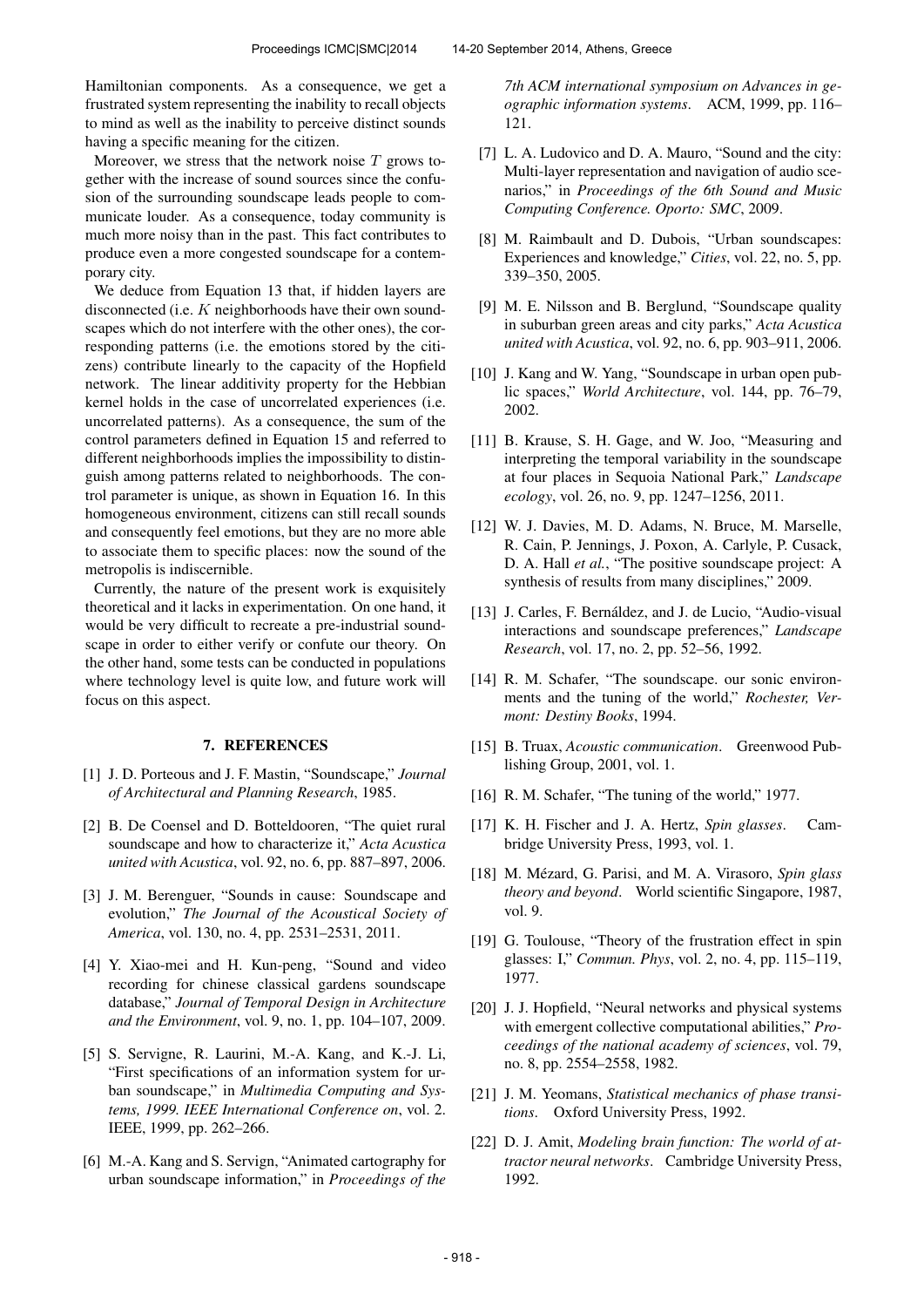Hamiltonian components. As a consequence, we get a frustrated system representing the inability to recall objects to mind as well as the inability to perceive distinct sounds having a specific meaning for the citizen.

Moreover, we stress that the network noise $T$ grows together with the increase of sound sources since the confusion of the surrounding soundscape leads people to communicate louder. As a consequence, today community is much more noisy than in the past. This fact contributes to produce even a more congested soundscape for a contemporary city.

We deduce from Equation 13 that, if hidden layers are disconnected (i.e. $K$ neighborhoods have their own soundscapes which do not interfere with the other ones), the corresponding patterns (i.e. the emotions stored by the citizens) contribute linearly to the capacity of the Hopfield network. The linear additivity property for the Hebbian kernel holds in the case of uncorrelated experiences (i.e. uncorrelated patterns). As a consequence, the sum of the control parameters defined in Equation 15 and referred to different neighborhoods implies the impossibility to distinguish among patterns related to neighborhoods. The control parameter is unique, as shown in Equation 16. In this homogeneous environment, citizens can still recall sounds and consequently feel emotions, but they are no more able to associate them to specific places: now the sound of the metropolis is indiscernible.

Currently, the nature of the present work is exquisitely theoretical and it lacks in experimentation. On one hand, it would be very difficult to recreate a pre-industrial soundscape in order to either verify or confute our theory. On the other hand, some tests can be conducted in populations where technology level is quite low, and future work will focus on this aspect.

## 7. REFERENCES

[1] J. D. Porteous and J. F. Mastin, "Soundscape," *Journal of Architectural and Planning Research*, 1985.

[2] B. De Coensel and D. Botteldooren, "The quiet rural soundscape and how to characterize it," *Acta Acustica united with Acustica*, vol. 92, no. 6, pp. 887–897, 2006.

[3] J. M. Berenguer, "Sounds in cause: Soundscape and evolution," *The Journal of the Acoustical Society of America*, vol. 130, no. 4, pp. 2531–2531, 2011.

[4] Y. Xiao-mei and H. Kun-peng, "Sound and video recording for chinese classical gardens soundscape database," *Journal of Temporal Design in Architecture and the Environment*, vol. 9, no. 1, pp. 104–107, 2009.

[5] S. Servigne, R. Laurini, M.-A. Kang, and K.-J. Li, "First specifications of an information system for urban soundscape," in *Multimedia Computing and Systems, 1999. IEEE International Conference on*, vol. 2. IEEE, 1999, pp. 262–266.

[6] M.-A. Kang and S. Servign, "Animated cartography for urban soundscape information," in *Proceedings of the 7th ACM international symposium on Advances in geographic information systems*. ACM, 1999, pp. 116–121.

[7] L. A. Ludovico and D. A. Mauro, "Sound and the city: Multi-layer representation and navigation of audio scenarios," in *Proceedings of the 6th Sound and Music Computing Conference. Oporto: SMC*, 2009.

[8] M. Raimbault and D. Dubois, "Urban soundscapes: Experiences and knowledge," *Cities*, vol. 22, no. 5, pp. 339–350, 2005.

[9] M. E. Nilsson and B. Berglund, "Soundscape quality in suburban green areas and city parks," *Acta Acustica united with Acustica*, vol. 92, no. 6, pp. 903–911, 2006.

[10] J. Kang and W. Yang, "Soundscape in urban open public spaces," *World Architecture*, vol. 144, pp. 76–79, 2002.

[11] B. Krause, S. H. Gage, and W. Joo, "Measuring and interpreting the temporal variability in the soundscape at four places in Sequoia National Park," *Landscape ecology*, vol. 26, no. 9, pp. 1247–1256, 2011.

[12] W. J. Davies, M. D. Adams, N. Bruce, M. Marselle, R. Cain, P. Jennings, J. Poxon, A. Carlyle, P. Cusack, D. A. Hall *et al.*, "The positive soundscape project: A synthesis of results from many disciplines," 2009.

[13] J. Carles, F. Bernáldez, and J. de Lucio, "Audio-visual interactions and soundscape preferences," *Landscape Research*, vol. 17, no. 2, pp. 52–56, 1992.

[14] R. M. Schafer, "The soundscape. our sonic environments and the tuning of the world," *Rochester, Vermont: Destiny Books*, 1994.

[15] B. Truax, *Acoustic communication*. Greenwood Publishing Group, 2001, vol. 1.

[16] R. M. Schafer, "The tuning of the world," 1977.

[17] K. H. Fischer and J. A. Hertz, *Spin glasses*. Cambridge University Press, 1993, vol. 1.

[18] M. Mézard, G. Parisi, and M. A. Virasoro, *Spin glass theory and beyond*. World scientific Singapore, 1987, vol. 9.

[19] G. Toulouse, "Theory of the frustration effect in spin glasses: I," *Commun. Phys*, vol. 2, no. 4, pp. 115–119, 1977.

[20] J. J. Hopfield, "Neural networks and physical systems with emergent collective computational abilities," *Proceedings of the national academy of sciences*, vol. 79, no. 8, pp. 2554–2558, 1982.

[21] J. M. Yeomans, *Statistical mechanics of phase transitions*. Oxford University Press, 1992.

[22] D. J. Amit, *Modeling brain function: The world of attractor neural networks*. Cambridge University Press, 1992.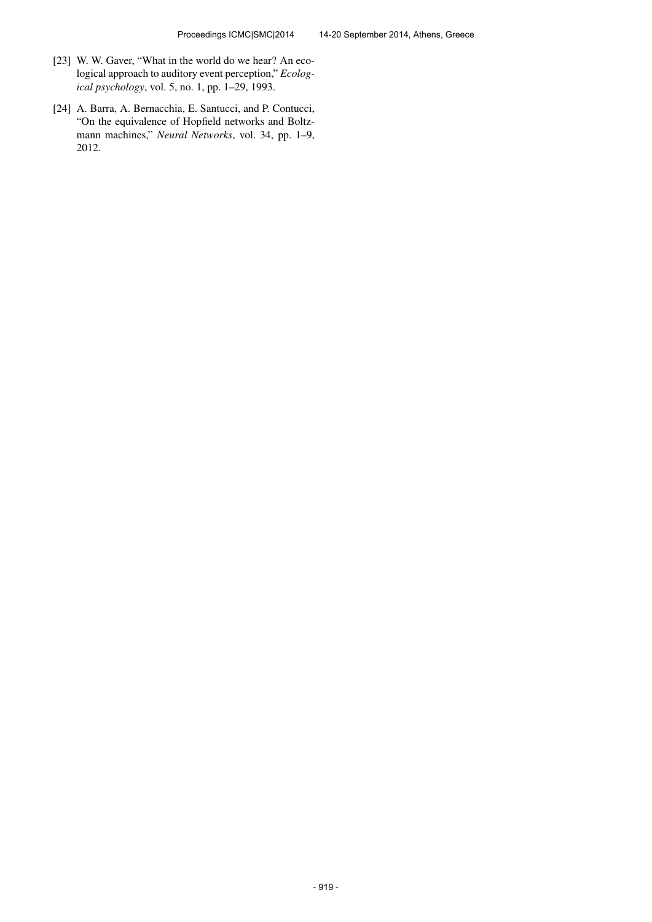[23] W. W. Gaver, "What in the world do we hear? An ecological approach to auditory event perception," *Ecological psychology*, vol. 5, no. 1, pp. 1–29, 1993.

[24] A. Barra, A. Bernacchia, E. Santucci, and P. Contucci, "On the equivalence of Hopfield networks and Boltzmann machines," *Neural Networks*, vol. 34, pp. 1–9, 2012.